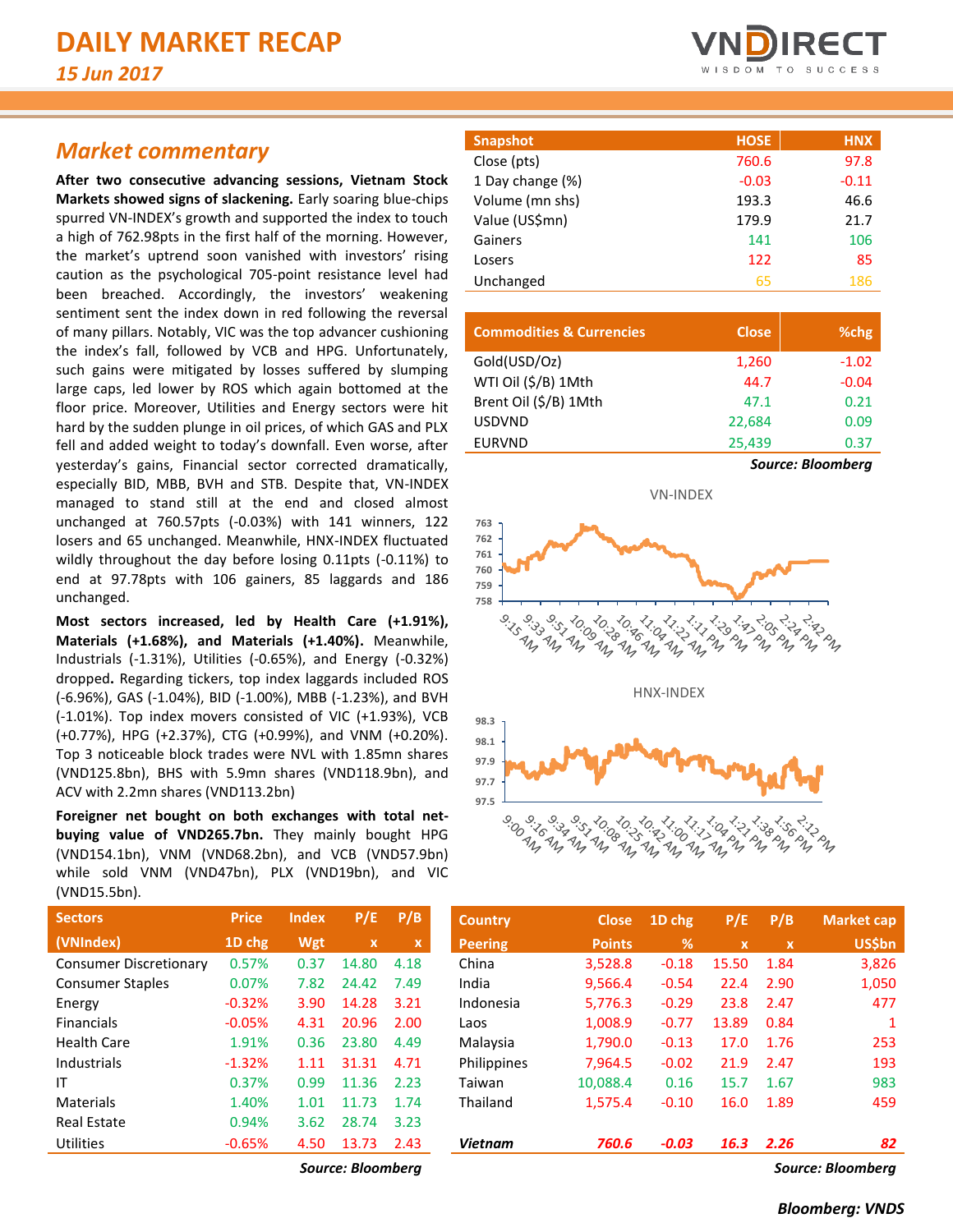# DAILY MARKET RECAP

*15 Jun 2017*

## Market commentary

**After two consecutive advancing sessions, Vietnam Stock Markets showed signs of slackening.** Early soaring blue-chips spurred VN-INDEX's growth and supported the index to touch a high of 762.98pts in the first half of the morning. However, the market's uptrend soon vanished with investors' rising caution as the psychological 705-point resistance level had been breached. Accordingly, the investors' weakening sentiment sent the index down in red following the reversal of many pillars. Notably, VIC was the top advancer cushioning the index's fall, followed by VCB and HPG. Unfortunately, such gains were mitigated by losses suffered by slumping large caps, led lower by ROS which again bottomed at the floor price. Moreover, Utilities and Energy sectors were hit hard by the sudden plunge in oil prices, of which GAS and PLX fell and added weight to today's downfall. Even worse, after yesterday's gains, Financial sector corrected dramatically, especially BID, MBB, BVH and STB. Despite that, VN-INDEX managed to stand still at the end and closed almost unchanged at 760.57pts (-0.03%) with 141 winners, 122 losers and 65 unchanged. Meanwhile, HNX-INDEX fluctuated wildly throughout the day before losing 0.11pts (-0.11%) to end at 97.78pts with 106 gainers, 85 laggards and 186 unchanged.

**Most sectors increased, led by Health Care (+1.91%), Materials (+1.68%), and Materials (+1.40%).** Meanwhile, Industrials (-1.31%), Utilities (-0.65%), and Energy (-0.32%) dropped**.** Regarding tickers, top index laggards included ROS (-6.96%), GAS (-1.04%), BID (-1.00%), MBB (-1.23%), and BVH (-1.01%). Top index movers consisted of VIC (+1.93%), VCB (+0.77%), HPG (+2.37%), CTG (+0.99%), and VNM (+0.20%). Top 3 noticeable block trades were NVL with 1.85mn shares (VND125.8bn), BHS with 5.9mn shares (VND118.9bn), and ACV with 2.2mn shares (VND113.2bn)

**Foreigner net bought on both exchanges with total net-buying value of VND265.7bn.** They mainly bought HPG (VND154.1bn), VNM (VND68.2bn), and VCB (VND57.9bn) while sold VNM (VND47bn), PLX (VND19bn), and VIC (VND15.5bn).

| Snapshot | HOSE | HNX |
|---|---|---|
| Close (pts) | 760.6 | 97.8 |
| 1 Day change (%) | -0.03 | -0.11 |
| Volume (mn shs) | 193.3 | 46.6 |
| Value (US$mn) | 179.9 | 21.7 |
| Gainers | 141 | 106 |
| Losers | 122 | 85 |
| Unchanged | 65 | 186 |

| Commodities & Currencies | Close | %chg |
|---|---|---|
| Gold(USD/Oz) | 1,260 | -1.02 |
| WTI Oil ($/B) 1Mth | 44.7 | -0.04 |
| Brent Oil ($/B) 1Mth | 47.1 | 0.21 |
| USDVND | 22,684 | 0.09 |
| EURVND | 25,439 | 0.37 |

*Source: Bloomberg*

VN-INDEX

HNX-INDEX

| Sectors (VNIndex) | Price 1D chg | Index Wgt | P/E x | P/B x |
|---|---|---|---|---|
| Consumer Discretionary | 0.57% | 0.37 | 14.80 | 4.18 |
| Consumer Staples | 0.07% | 7.82 | 24.42 | 7.49 |
| Energy | -0.32% | 3.90 | 14.28 | 3.21 |
| Financials | -0.05% | 4.31 | 20.96 | 2.00 |
| Health Care | 1.91% | 0.36 | 23.80 | 4.49 |
| Industrials | -1.32% | 1.11 | 31.31 | 4.71 |
| IT | 0.37% | 0.99 | 11.36 | 2.23 |
| Materials | 1.40% | 1.01 | 11.73 | 1.74 |
| Real Estate | 0.94% | 3.62 | 28.74 | 3.23 |
| Utilities | -0.65% | 4.50 | 13.73 | 2.43 |

*Source: Bloomberg*

| Country Peering | Close Points | 1D chg % | P/E x | P/B x | Market cap US$bn |
|---|---|---|---|---|---|
| China | 3,528.8 | -0.18 | 15.50 | 1.84 | 3,826 |
| India | 9,566.4 | -0.54 | 22.4 | 2.90 | 1,050 |
| Indonesia | 5,776.3 | -0.29 | 23.8 | 2.47 | 477 |
| Laos | 1,008.9 | -0.77 | 13.89 | 0.84 | 1 |
| Malaysia | 1,790.0 | -0.13 | 17.0 | 1.76 | 253 |
| Philippines | 7,964.5 | -0.02 | 21.9 | 2.47 | 193 |
| Taiwan | 10,088.4 | 0.16 | 15.7 | 1.67 | 983 |
| Thailand | 1,575.4 | -0.10 | 16.0 | 1.89 | 459 |
| ***Vietnam*** | ***760.6*** | ***-0.03*** | ***16.3*** | ***2.26*** | ***82*** |

*Source: Bloomberg*

***Bloomberg: VNDS***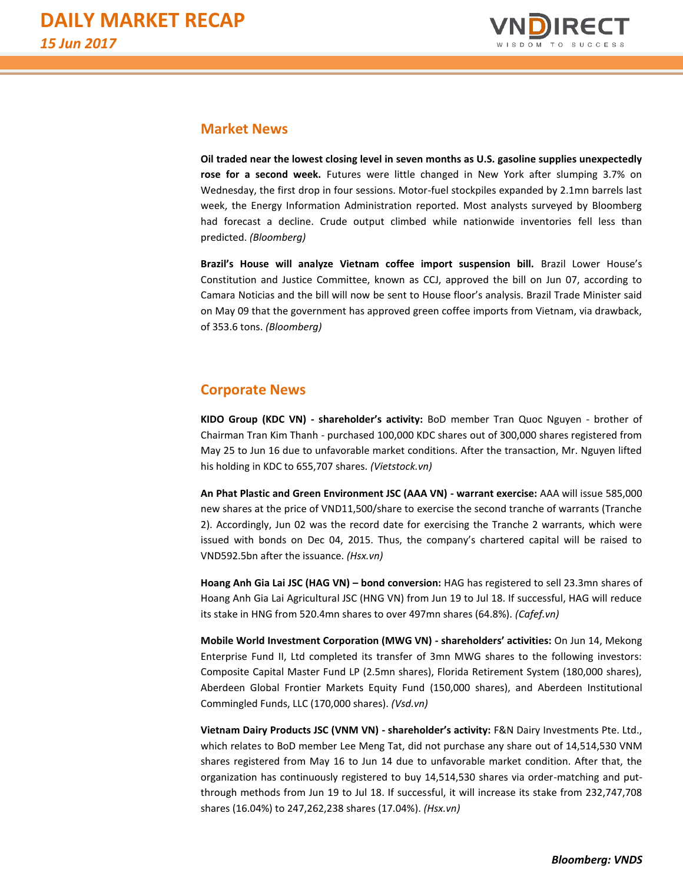## Market News

**Oil traded near the lowest closing level in seven months as U.S. gasoline supplies unexpectedly rose for a second week.** Futures were little changed in New York after slumping 3.7% on Wednesday, the first drop in four sessions. Motor-fuel stockpiles expanded by 2.1mn barrels last week, the Energy Information Administration reported. Most analysts surveyed by Bloomberg had forecast a decline. Crude output climbed while nationwide inventories fell less than predicted. *(Bloomberg)*

**Brazil's House will analyze Vietnam coffee import suspension bill.** Brazil Lower House's Constitution and Justice Committee, known as CCJ, approved the bill on Jun 07, according to Camara Noticias and the bill will now be sent to House floor's analysis. Brazil Trade Minister said on May 09 that the government has approved green coffee imports from Vietnam, via drawback, of 353.6 tons. *(Bloomberg)*

## Corporate News

**KIDO Group (KDC VN) - shareholder's activity:** BoD member Tran Quoc Nguyen - brother of Chairman Tran Kim Thanh - purchased 100,000 KDC shares out of 300,000 shares registered from May 25 to Jun 16 due to unfavorable market conditions. After the transaction, Mr. Nguyen lifted his holding in KDC to 655,707 shares. *(Vietstock.vn)*

**An Phat Plastic and Green Environment JSC (AAA VN) - warrant exercise:** AAA will issue 585,000 new shares at the price of VND11,500/share to exercise the second tranche of warrants (Tranche 2). Accordingly, Jun 02 was the record date for exercising the Tranche 2 warrants, which were issued with bonds on Dec 04, 2015. Thus, the company's chartered capital will be raised to VND592.5bn after the issuance. *(Hsx.vn)*

**Hoang Anh Gia Lai JSC (HAG VN) – bond conversion:** HAG has registered to sell 23.3mn shares of Hoang Anh Gia Lai Agricultural JSC (HNG VN) from Jun 19 to Jul 18. If successful, HAG will reduce its stake in HNG from 520.4mn shares to over 497mn shares (64.8%). *(Cafef.vn)*

**Mobile World Investment Corporation (MWG VN) - shareholders' activities:** On Jun 14, Mekong Enterprise Fund II, Ltd completed its transfer of 3mn MWG shares to the following investors: Composite Capital Master Fund LP (2.5mn shares), Florida Retirement System (180,000 shares), Aberdeen Global Frontier Markets Equity Fund (150,000 shares), and Aberdeen Institutional Commingled Funds, LLC (170,000 shares). *(Vsd.vn)*

**Vietnam Dairy Products JSC (VNM VN) - shareholder's activity:** F&N Dairy Investments Pte. Ltd., which relates to BoD member Lee Meng Tat, did not purchase any share out of 14,514,530 VNM shares registered from May 16 to Jun 14 due to unfavorable market condition. After that, the organization has continuously registered to buy 14,514,530 shares via order-matching and put-through methods from Jun 19 to Jul 18. If successful, it will increase its stake from 232,747,708 shares (16.04%) to 247,262,238 shares (17.04%). *(Hsx.vn)*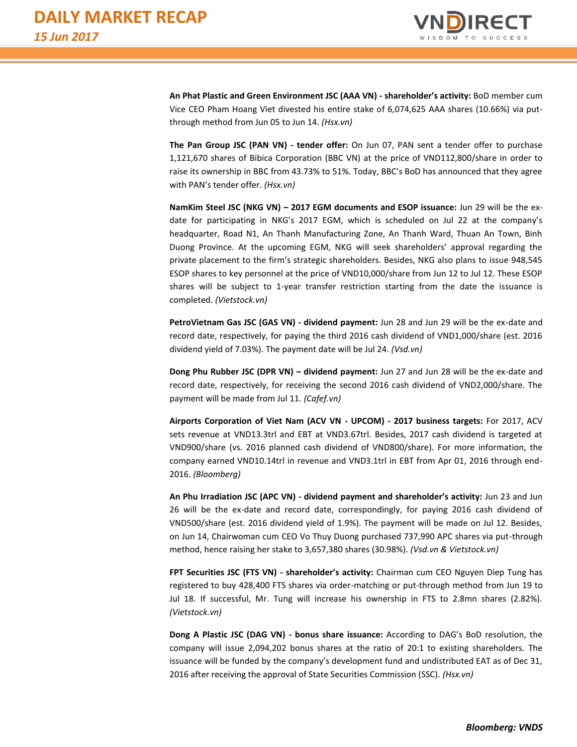**An Phat Plastic and Green Environment JSC (AAA VN) - shareholder's activity:** BoD member cum Vice CEO Pham Hoang Viet divested his entire stake of 6,074,625 AAA shares (10.66%) via put-through method from Jun 05 to Jun 14. *(Hsx.vn)*

**The Pan Group JSC (PAN VN) - tender offer:** On Jun 07, PAN sent a tender offer to purchase 1,121,670 shares of Bibica Corporation (BBC VN) at the price of VND112,800/share in order to raise its ownership in BBC from 43.73% to 51%. Today, BBC's BoD has announced that they agree with PAN's tender offer. *(Hsx.vn)*

**NamKim Steel JSC (NKG VN) – 2017 EGM documents and ESOP issuance:** Jun 29 will be the ex-date for participating in NKG's 2017 EGM, which is scheduled on Jul 22 at the company's headquarter, Road N1, An Thanh Manufacturing Zone, An Thanh Ward, Thuan An Town, Binh Duong Province. At the upcoming EGM, NKG will seek shareholders' approval regarding the private placement to the firm's strategic shareholders. Besides, NKG also plans to issue 948,545 ESOP shares to key personnel at the price of VND10,000/share from Jun 12 to Jul 12. These ESOP shares will be subject to 1-year transfer restriction starting from the date the issuance is completed. *(Vietstock.vn)*

**PetroVietnam Gas JSC (GAS VN) - dividend payment:** Jun 28 and Jun 29 will be the ex-date and record date, respectively, for paying the third 2016 cash dividend of VND1,000/share (est. 2016 dividend yield of 7.03%). The payment date will be Jul 24. *(Vsd.vn)*

**Dong Phu Rubber JSC (DPR VN) – dividend payment:** Jun 27 and Jun 28 will be the ex-date and record date, respectively, for receiving the second 2016 cash dividend of VND2,000/share. The payment will be made from Jul 11. *(Cafef.vn)*

**Airports Corporation of Viet Nam (ACV VN - UPCOM) - 2017 business targets:** For 2017, ACV sets revenue at VND13.3trl and EBT at VND3.67trl. Besides, 2017 cash dividend is targeted at VND900/share (vs. 2016 planned cash dividend of VND800/share). For more information, the company earned VND10.14trl in revenue and VND3.1trl in EBT from Apr 01, 2016 through end-2016. *(Bloomberg)*

**An Phu Irradiation JSC (APC VN) - dividend payment and shareholder's activity:** Jun 23 and Jun 26 will be the ex-date and record date, correspondingly, for paying 2016 cash dividend of VND500/share (est. 2016 dividend yield of 1.9%). The payment will be made on Jul 12. Besides, on Jun 14, Chairwoman cum CEO Vo Thuy Duong purchased 737,990 APC shares via put-through method, hence raising her stake to 3,657,380 shares (30.98%). *(Vsd.vn & Vietstock.vn)*

**FPT Securities JSC (FTS VN) - shareholder's activity:** Chairman cum CEO Nguyen Diep Tung has registered to buy 428,400 FTS shares via order-matching or put-through method from Jun 19 to Jul 18. If successful, Mr. Tung will increase his ownership in FTS to 2.8mn shares (2.82%). *(Vietstock.vn)*

**Dong A Plastic JSC (DAG VN) - bonus share issuance:** According to DAG's BoD resolution, the company will issue 2,094,202 bonus shares at the ratio of 20:1 to existing shareholders. The issuance will be funded by the company's development fund and undistributed EAT as of Dec 31, 2016 after receiving the approval of State Securities Commission (SSC). *(Hsx.vn)*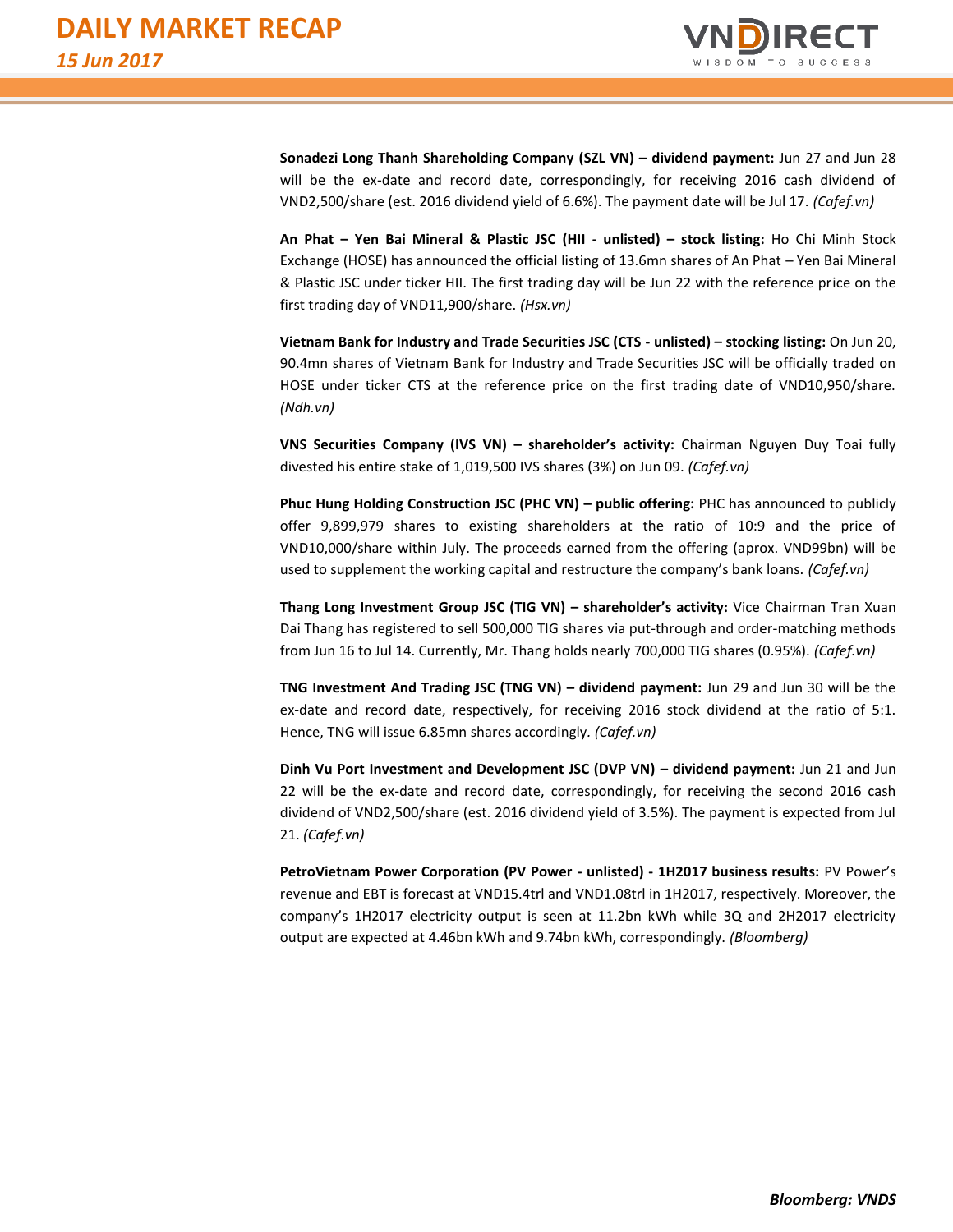**Sonadezi Long Thanh Shareholding Company (SZL VN) – dividend payment:** Jun 27 and Jun 28 will be the ex-date and record date, correspondingly, for receiving 2016 cash dividend of VND2,500/share (est. 2016 dividend yield of 6.6%). The payment date will be Jul 17. *(Cafef.vn)*

**An Phat – Yen Bai Mineral & Plastic JSC (HII - unlisted) – stock listing:** Ho Chi Minh Stock Exchange (HOSE) has announced the official listing of 13.6mn shares of An Phat – Yen Bai Mineral & Plastic JSC under ticker HII. The first trading day will be Jun 22 with the reference price on the first trading day of VND11,900/share. *(Hsx.vn)*

**Vietnam Bank for Industry and Trade Securities JSC (CTS - unlisted) – stocking listing:** On Jun 20, 90.4mn shares of Vietnam Bank for Industry and Trade Securities JSC will be officially traded on HOSE under ticker CTS at the reference price on the first trading date of VND10,950/share. *(Ndh.vn)*

**VNS Securities Company (IVS VN) – shareholder's activity:** Chairman Nguyen Duy Toai fully divested his entire stake of 1,019,500 IVS shares (3%) on Jun 09. *(Cafef.vn)*

**Phuc Hung Holding Construction JSC (PHC VN) – public offering:** PHC has announced to publicly offer 9,899,979 shares to existing shareholders at the ratio of 10:9 and the price of VND10,000/share within July. The proceeds earned from the offering (aprox. VND99bn) will be used to supplement the working capital and restructure the company's bank loans. *(Cafef.vn)*

**Thang Long Investment Group JSC (TIG VN) – shareholder's activity:** Vice Chairman Tran Xuan Dai Thang has registered to sell 500,000 TIG shares via put-through and order-matching methods from Jun 16 to Jul 14. Currently, Mr. Thang holds nearly 700,000 TIG shares (0.95%). *(Cafef.vn)*

**TNG Investment And Trading JSC (TNG VN) – dividend payment:** Jun 29 and Jun 30 will be the ex-date and record date, respectively, for receiving 2016 stock dividend at the ratio of 5:1. Hence, TNG will issue 6.85mn shares accordingly. *(Cafef.vn)*

**Dinh Vu Port Investment and Development JSC (DVP VN) – dividend payment:** Jun 21 and Jun 22 will be the ex-date and record date, correspondingly, for receiving the second 2016 cash dividend of VND2,500/share (est. 2016 dividend yield of 3.5%). The payment is expected from Jul 21. *(Cafef.vn)*

**PetroVietnam Power Corporation (PV Power - unlisted) - 1H2017 business results:** PV Power's revenue and EBT is forecast at VND15.4trl and VND1.08trl in 1H2017, respectively. Moreover, the company's 1H2017 electricity output is seen at 11.2bn kWh while 3Q and 2H2017 electricity output are expected at 4.46bn kWh and 9.74bn kWh, correspondingly. *(Bloomberg)*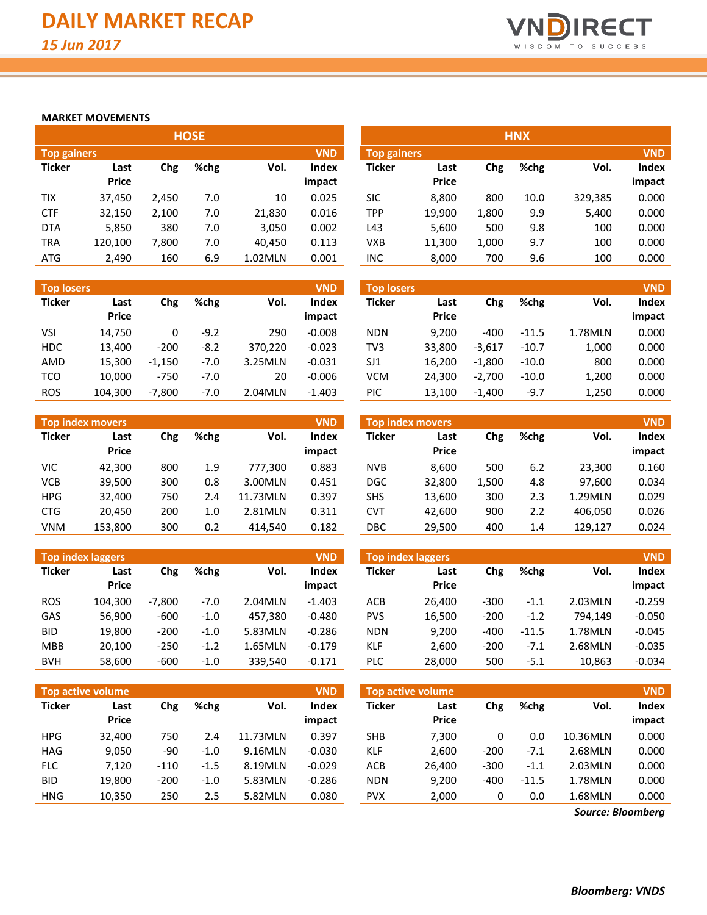# DAILY MARKET RECAP

*15 Jun 2017*

**MARKET MOVEMENTS**

## HOSE

**Top gainers** (VND)

| Ticker | Last Price | Chg | %chg | Vol. | Index impact |
|---|---|---|---|---|---|
| TIX | 37,450 | 2,450 | 7.0 | 10 | 0.025 |
| CTF | 32,150 | 2,100 | 7.0 | 21,830 | 0.016 |
| DTA | 5,850 | 380 | 7.0 | 3,050 | 0.002 |
| TRA | 120,100 | 7,800 | 7.0 | 40,450 | 0.113 |
| ATG | 2,490 | 160 | 6.9 | 1.02MLN | 0.001 |

**Top losers** (VND)

| Ticker | Last Price | Chg | %chg | Vol. | Index impact |
|---|---|---|---|---|---|
| VSI | 14,750 | 0 | -9.2 | 290 | -0.008 |
| HDC | 13,400 | -200 | -8.2 | 370,220 | -0.023 |
| AMD | 15,300 | -1,150 | -7.0 | 3.25MLN | -0.031 |
| TCO | 10,000 | -750 | -7.0 | 20 | -0.006 |
| ROS | 104,300 | -7,800 | -7.0 | 2.04MLN | -1.403 |

**Top index movers** (VND)

| Ticker | Last Price | Chg | %chg | Vol. | Index impact |
|---|---|---|---|---|---|
| VIC | 42,300 | 800 | 1.9 | 777,300 | 0.883 |
| VCB | 39,500 | 300 | 0.8 | 3.00MLN | 0.451 |
| HPG | 32,400 | 750 | 2.4 | 11.73MLN | 0.397 |
| CTG | 20,450 | 200 | 1.0 | 2.81MLN | 0.311 |
| VNM | 153,800 | 300 | 0.2 | 414,540 | 0.182 |

**Top index laggers** (VND)

| Ticker | Last Price | Chg | %chg | Vol. | Index impact |
|---|---|---|---|---|---|
| ROS | 104,300 | -7,800 | -7.0 | 2.04MLN | -1.403 |
| GAS | 56,900 | -600 | -1.0 | 457,380 | -0.480 |
| BID | 19,800 | -200 | -1.0 | 5.83MLN | -0.286 |
| MBB | 20,100 | -250 | -1.2 | 1.65MLN | -0.179 |
| BVH | 58,600 | -600 | -1.0 | 339,540 | -0.171 |

**Top active volume** (VND)

| Ticker | Last Price | Chg | %chg | Vol. | Index impact |
|---|---|---|---|---|---|
| HPG | 32,400 | 750 | 2.4 | 11.73MLN | 0.397 |
| HAG | 9,050 | -90 | -1.0 | 9.16MLN | -0.030 |
| FLC | 7,120 | -110 | -1.5 | 8.19MLN | -0.029 |
| BID | 19,800 | -200 | -1.0 | 5.83MLN | -0.286 |
| HNG | 10,350 | 250 | 2.5 | 5.82MLN | 0.080 |

## HNX

**Top gainers** (VND)

| Ticker | Last Price | Chg | %chg | Vol. | Index impact |
|---|---|---|---|---|---|
| SIC | 8,800 | 800 | 10.0 | 329,385 | 0.000 |
| TPP | 19,900 | 1,800 | 9.9 | 5,400 | 0.000 |
| L43 | 5,600 | 500 | 9.8 | 100 | 0.000 |
| VXB | 11,300 | 1,000 | 9.7 | 100 | 0.000 |
| INC | 8,000 | 700 | 9.6 | 100 | 0.000 |

**Top losers** (VND)

| Ticker | Last Price | Chg | %chg | Vol. | Index impact |
|---|---|---|---|---|---|
| NDN | 9,200 | -400 | -11.5 | 1.78MLN | 0.000 |
| TV3 | 33,800 | -3,617 | -10.7 | 1,000 | 0.000 |
| SJ1 | 16,200 | -1,800 | -10.0 | 800 | 0.000 |
| VCM | 24,300 | -2,700 | -10.0 | 1,200 | 0.000 |
| PIC | 13,100 | -1,400 | -9.7 | 1,250 | 0.000 |

**Top index movers** (VND)

| Ticker | Last Price | Chg | %chg | Vol. | Index impact |
|---|---|---|---|---|---|
| NVB | 8,600 | 500 | 6.2 | 23,300 | 0.160 |
| DGC | 32,800 | 1,500 | 4.8 | 97,600 | 0.034 |
| SHS | 13,600 | 300 | 2.3 | 1.29MLN | 0.029 |
| CVT | 42,600 | 900 | 2.2 | 406,050 | 0.026 |
| DBC | 29,500 | 400 | 1.4 | 129,127 | 0.024 |

**Top index laggers** (VND)

| Ticker | Last Price | Chg | %chg | Vol. | Index impact |
|---|---|---|---|---|---|
| ACB | 26,400 | -300 | -1.1 | 2.03MLN | -0.259 |
| PVS | 16,500 | -200 | -1.2 | 794,149 | -0.050 |
| NDN | 9,200 | -400 | -11.5 | 1.78MLN | -0.045 |
| KLF | 2,600 | -200 | -7.1 | 2.68MLN | -0.035 |
| PLC | 28,000 | 500 | -5.1 | 10,863 | -0.034 |

**Top active volume** (VND)

| Ticker | Last Price | Chg | %chg | Vol. | Index impact |
|---|---|---|---|---|---|
| SHB | 7,300 | 0 | 0.0 | 10.36MLN | 0.000 |
| KLF | 2,600 | -200 | -7.1 | 2.68MLN | 0.000 |
| ACB | 26,400 | -300 | -1.1 | 2.03MLN | 0.000 |
| NDN | 9,200 | -400 | -11.5 | 1.78MLN | 0.000 |
| PVX | 2,000 | 0 | 0.0 | 1.68MLN | 0.000 |

***Source: Bloomberg***

***Bloomberg: VNDS***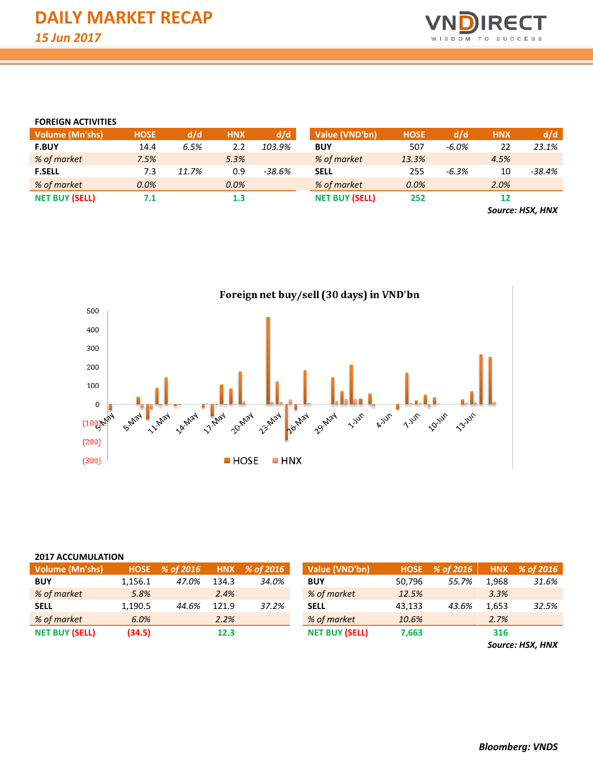# DAILY MARKET RECAP

*15 Jun 2017*

### FOREIGN ACTIVITIES

| Volume (Mn'shs) | HOSE | d/d | HNX | d/d |
|---|---|---|---|---|
| **F.BUY** | 14.4 | *6.5%* | 2.2 | *103.9%* |
| *% of market* | *7.5%* | | *5.3%* | |
| **F.SELL** | 7.3 | *11.7%* | 0.9 | *-38.6%* |
| *% of market* | *0.0%* | | *0.0%* | |
| **NET BUY (SELL)** | **7.1** | | **1.3** | |

| Value (VND'bn) | HOSE | d/d | HNX | d/d |
|---|---|---|---|---|
| **BUY** | 507 | *-6.0%* | 22 | *23.1%* |
| *% of market* | *13.3%* | | *4.5%* | |
| **SELL** | 255 | *-6.3%* | 10 | *-38.4%* |
| *% of market* | *0.0%* | | *2.0%* | |
| **NET BUY (SELL)** | **252** | | **12** | |

***Source: HSX, HNX***

**Foreign net buy/sell (30 days) in VND'bn**

### 2017 ACCUMULATION

| Volume (Mn'shs) | HOSE | % of 2016 | HNX | % of 2016 |
|---|---|---|---|---|
| **BUY** | 1,156.1 | *47.0%* | 134.3 | *34.0%* |
| *% of market* | *5.8%* | | *2.4%* | |
| **SELL** | 1,190.5 | *44.6%* | 121.9 | *37.2%* |
| *% of market* | *6.0%* | | *2.2%* | |
| **NET BUY (SELL)** | **(34.5)** | | **12.3** | |

| Value (VND'bn) | HOSE | % of 2016 | HNX | % of 2016 |
|---|---|---|---|---|
| **BUY** | 50,796 | *55.7%* | 1,968 | *31.6%* |
| *% of market* | *12.5%* | | *3.3%* | |
| **SELL** | 43,133 | *43.6%* | 1,653 | *32.5%* |
| *% of market* | *10.6%* | | *2.7%* | |
| **NET BUY (SELL)** | **7,663** | | **316** | |

***Source: HSX, HNX***

***Bloomberg: VNDS***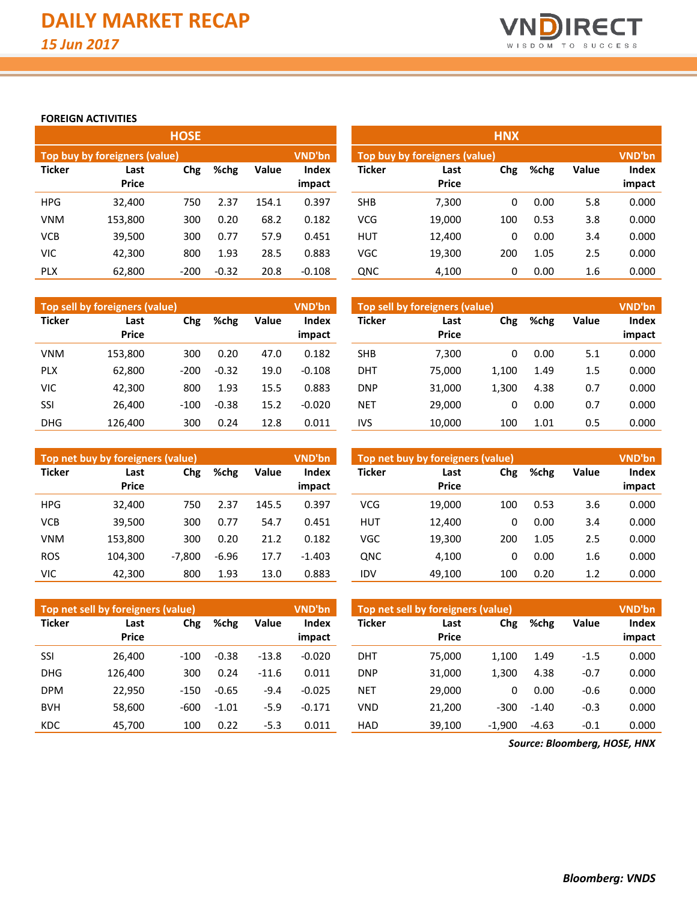# DAILY MARKET RECAP

*15 Jun 2017*

### FOREIGN ACTIVITIES

## HOSE

**Top buy by foreigners (value)** — VND'bn

| Ticker | Last Price | Chg | %chg | Value | Index impact |
|---|---|---|---|---|---|
| HPG | 32,400 | 750 | 2.37 | 154.1 | 0.397 |
| VNM | 153,800 | 300 | 0.20 | 68.2 | 0.182 |
| VCB | 39,500 | 300 | 0.77 | 57.9 | 0.451 |
| VIC | 42,300 | 800 | 1.93 | 28.5 | 0.883 |
| PLX | 62,800 | -200 | -0.32 | 20.8 | -0.108 |

**Top sell by foreigners (value)** — VND'bn

| Ticker | Last Price | Chg | %chg | Value | Index impact |
|---|---|---|---|---|---|
| VNM | 153,800 | 300 | 0.20 | 47.0 | 0.182 |
| PLX | 62,800 | -200 | -0.32 | 19.0 | -0.108 |
| VIC | 42,300 | 800 | 1.93 | 15.5 | 0.883 |
| SSI | 26,400 | -100 | -0.38 | 15.2 | -0.020 |
| DHG | 126,400 | 300 | 0.24 | 12.8 | 0.011 |

**Top net buy by foreigners (value)** — VND'bn

| Ticker | Last Price | Chg | %chg | Value | Index impact |
|---|---|---|---|---|---|
| HPG | 32,400 | 750 | 2.37 | 145.5 | 0.397 |
| VCB | 39,500 | 300 | 0.77 | 54.7 | 0.451 |
| VNM | 153,800 | 300 | 0.20 | 21.2 | 0.182 |
| ROS | 104,300 | -7,800 | -6.96 | 17.7 | -1.403 |
| VIC | 42,300 | 800 | 1.93 | 13.0 | 0.883 |

**Top net sell by foreigners (value)** — VND'bn

| Ticker | Last Price | Chg | %chg | Value | Index impact |
|---|---|---|---|---|---|
| SSI | 26,400 | -100 | -0.38 | -13.8 | -0.020 |
| DHG | 126,400 | 300 | 0.24 | -11.6 | 0.011 |
| DPM | 22,950 | -150 | -0.65 | -9.4 | -0.025 |
| BVH | 58,600 | -600 | -1.01 | -5.9 | -0.171 |
| KDC | 45,700 | 100 | 0.22 | -5.3 | 0.011 |

## HNX

**Top buy by foreigners (value)** — VND'bn

| Ticker | Last Price | Chg | %chg | Value | Index impact |
|---|---|---|---|---|---|
| SHB | 7,300 | 0 | 0.00 | 5.8 | 0.000 |
| VCG | 19,000 | 100 | 0.53 | 3.8 | 0.000 |
| HUT | 12,400 | 0 | 0.00 | 3.4 | 0.000 |
| VGC | 19,300 | 200 | 1.05 | 2.5 | 0.000 |
| QNC | 4,100 | 0 | 0.00 | 1.6 | 0.000 |

**Top sell by foreigners (value)** — VND'bn

| Ticker | Last Price | Chg | %chg | Value | Index impact |
|---|---|---|---|---|---|
| SHB | 7,300 | 0 | 0.00 | 5.1 | 0.000 |
| DHT | 75,000 | 1,100 | 1.49 | 1.5 | 0.000 |
| DNP | 31,000 | 1,300 | 4.38 | 0.7 | 0.000 |
| NET | 29,000 | 0 | 0.00 | 0.7 | 0.000 |
| IVS | 10,000 | 100 | 1.01 | 0.5 | 0.000 |

**Top net buy by foreigners (value)** — VND'bn

| Ticker | Last Price | Chg | %chg | Value | Index impact |
|---|---|---|---|---|---|
| VCG | 19,000 | 100 | 0.53 | 3.6 | 0.000 |
| HUT | 12,400 | 0 | 0.00 | 3.4 | 0.000 |
| VGC | 19,300 | 200 | 1.05 | 2.5 | 0.000 |
| QNC | 4,100 | 0 | 0.00 | 1.6 | 0.000 |
| IDV | 49,100 | 100 | 0.20 | 1.2 | 0.000 |

**Top net sell by foreigners (value)** — VND'bn

| Ticker | Last Price | Chg | %chg | Value | Index impact |
|---|---|---|---|---|---|
| DHT | 75,000 | 1,100 | 1.49 | -1.5 | 0.000 |
| DNP | 31,000 | 1,300 | 4.38 | -0.7 | 0.000 |
| NET | 29,000 | 0 | 0.00 | -0.6 | 0.000 |
| VND | 21,200 | -300 | -1.40 | -0.3 | 0.000 |
| HAD | 39,100 | -1,900 | -4.63 | -0.1 | 0.000 |

***Source: Bloomberg, HOSE, HNX***

***Bloomberg: VNDS***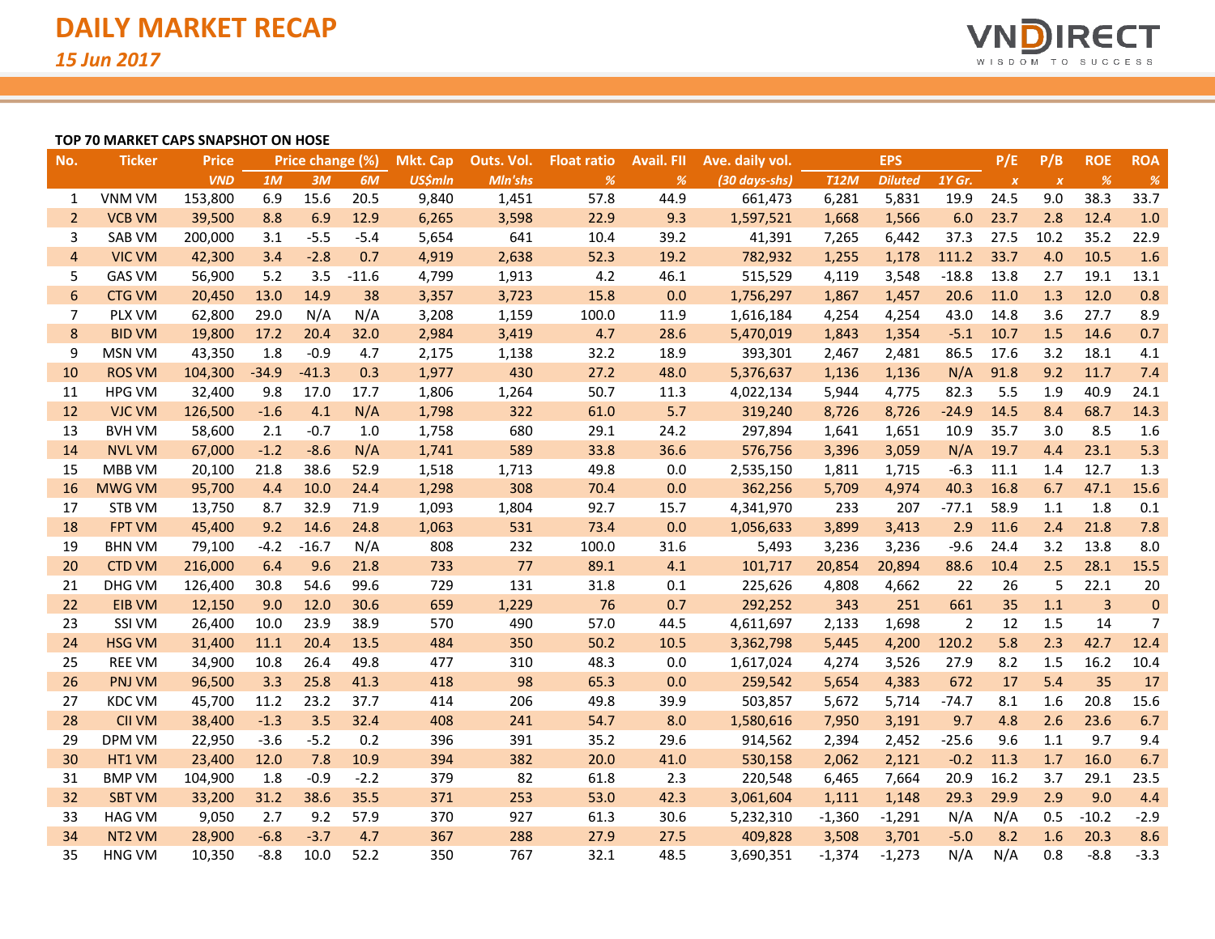# DAILY MARKET RECAP

*15 Jun 2017*

**TOP 70 MARKET CAPS SNAPSHOT ON HOSE**

| No. | Ticker | Price | Price change (%) | | | Mkt. Cap | Outs. Vol. | Float ratio | Avail. FII | Ave. daily vol. | EPS | | | P/E | P/B | ROE | ROA |
|---|---|---|---|---|---|---|---|---|---|---|---|---|---|---|---|---|---|
| | | VND | 1M | 3M | 6M | US$mln | Mln'shs | % | % | (30 days-shs) | T12M | Diluted | 1Y Gr. | x | x | % | % |
| 1 | VNM VM | 153,800 | 6.9 | 15.6 | 20.5 | 9,840 | 1,451 | 57.8 | 44.9 | 661,473 | 6,281 | 5,831 | 19.9 | 24.5 | 9.0 | 38.3 | 33.7 |
| 2 | VCB VM | 39,500 | 8.8 | 6.9 | 12.9 | 6,265 | 3,598 | 22.9 | 9.3 | 1,597,521 | 1,668 | 1,566 | 6.0 | 23.7 | 2.8 | 12.4 | 1.0 |
| 3 | SAB VM | 200,000 | 3.1 | -5.5 | -5.4 | 5,654 | 641 | 10.4 | 39.2 | 41,391 | 7,265 | 6,442 | 37.3 | 27.5 | 10.2 | 35.2 | 22.9 |
| 4 | VIC VM | 42,300 | 3.4 | -2.8 | 0.7 | 4,919 | 2,638 | 52.3 | 19.2 | 782,932 | 1,255 | 1,178 | 111.2 | 33.7 | 4.0 | 10.5 | 1.6 |
| 5 | GAS VM | 56,900 | 5.2 | 3.5 | -11.6 | 4,799 | 1,913 | 4.2 | 46.1 | 515,529 | 4,119 | 3,548 | -18.8 | 13.8 | 2.7 | 19.1 | 13.1 |
| 6 | CTG VM | 20,450 | 13.0 | 14.9 | 38 | 3,357 | 3,723 | 15.8 | 0.0 | 1,756,297 | 1,867 | 1,457 | 20.6 | 11.0 | 1.3 | 12.0 | 0.8 |
| 7 | PLX VM | 62,800 | 29.0 | N/A | N/A | 3,208 | 1,159 | 100.0 | 11.9 | 1,616,184 | 4,254 | 4,254 | 43.0 | 14.8 | 3.6 | 27.7 | 8.9 |
| 8 | BID VM | 19,800 | 17.2 | 20.4 | 32.0 | 2,984 | 3,419 | 4.7 | 28.6 | 5,470,019 | 1,843 | 1,354 | -5.1 | 10.7 | 1.5 | 14.6 | 0.7 |
| 9 | MSN VM | 43,350 | 1.8 | -0.9 | 4.7 | 2,175 | 1,138 | 32.2 | 18.9 | 393,301 | 2,467 | 2,481 | 86.5 | 17.6 | 3.2 | 18.1 | 4.1 |
| 10 | ROS VM | 104,300 | -34.9 | -41.3 | 0.3 | 1,977 | 430 | 27.2 | 48.0 | 5,376,637 | 1,136 | 1,136 | N/A | 91.8 | 9.2 | 11.7 | 7.4 |
| 11 | HPG VM | 32,400 | 9.8 | 17.0 | 17.7 | 1,806 | 1,264 | 50.7 | 11.3 | 4,022,134 | 5,944 | 4,775 | 82.3 | 5.5 | 1.9 | 40.9 | 24.1 |
| 12 | VJC VM | 126,500 | -1.6 | 4.1 | N/A | 1,798 | 322 | 61.0 | 5.7 | 319,240 | 8,726 | 8,726 | -24.9 | 14.5 | 8.4 | 68.7 | 14.3 |
| 13 | BVH VM | 58,600 | 2.1 | -0.7 | 1.0 | 1,758 | 680 | 29.1 | 24.2 | 297,894 | 1,641 | 1,651 | 10.9 | 35.7 | 3.0 | 8.5 | 1.6 |
| 14 | NVL VM | 67,000 | -1.2 | -8.6 | N/A | 1,741 | 589 | 33.8 | 36.6 | 576,756 | 3,396 | 3,059 | N/A | 19.7 | 4.4 | 23.1 | 5.3 |
| 15 | MBB VM | 20,100 | 21.8 | 38.6 | 52.9 | 1,518 | 1,713 | 49.8 | 0.0 | 2,535,150 | 1,811 | 1,715 | -6.3 | 11.1 | 1.4 | 12.7 | 1.3 |
| 16 | MWG VM | 95,700 | 4.4 | 10.0 | 24.4 | 1,298 | 308 | 70.4 | 0.0 | 362,256 | 5,709 | 4,974 | 40.3 | 16.8 | 6.7 | 47.1 | 15.6 |
| 17 | STB VM | 13,750 | 8.7 | 32.9 | 71.9 | 1,093 | 1,804 | 92.7 | 15.7 | 4,341,970 | 233 | 207 | -77.1 | 58.9 | 1.1 | 1.8 | 0.1 |
| 18 | FPT VM | 45,400 | 9.2 | 14.6 | 24.8 | 1,063 | 531 | 73.4 | 0.0 | 1,056,633 | 3,899 | 3,413 | 2.9 | 11.6 | 2.4 | 21.8 | 7.8 |
| 19 | BHN VM | 79,100 | -4.2 | -16.7 | N/A | 808 | 232 | 100.0 | 31.6 | 5,493 | 3,236 | 3,236 | -9.6 | 24.4 | 3.2 | 13.8 | 8.0 |
| 20 | CTD VM | 216,000 | 6.4 | 9.6 | 21.8 | 733 | 77 | 89.1 | 4.1 | 101,717 | 20,854 | 20,894 | 88.6 | 10.4 | 2.5 | 28.1 | 15.5 |
| 21 | DHG VM | 126,400 | 30.8 | 54.6 | 99.6 | 729 | 131 | 31.8 | 0.1 | 225,626 | 4,808 | 4,662 | 22 | 26 | 5 | 22.1 | 20 |
| 22 | EIB VM | 12,150 | 9.0 | 12.0 | 30.6 | 659 | 1,229 | 76 | 0.7 | 292,252 | 343 | 251 | 661 | 35 | 1.1 | 3 | 0 |
| 23 | SSI VM | 26,400 | 10.0 | 23.9 | 38.9 | 570 | 490 | 57.0 | 44.5 | 4,611,697 | 2,133 | 1,698 | 2 | 12 | 1.5 | 14 | 7 |
| 24 | HSG VM | 31,400 | 11.1 | 20.4 | 13.5 | 484 | 350 | 50.2 | 10.5 | 3,362,798 | 5,445 | 4,200 | 120.2 | 5.8 | 2.3 | 42.7 | 12.4 |
| 25 | REE VM | 34,900 | 10.8 | 26.4 | 49.8 | 477 | 310 | 48.3 | 0.0 | 1,617,024 | 4,274 | 3,526 | 27.9 | 8.2 | 1.5 | 16.2 | 10.4 |
| 26 | PNJ VM | 96,500 | 3.3 | 25.8 | 41.3 | 418 | 98 | 65.3 | 0.0 | 259,542 | 5,654 | 4,383 | 672 | 17 | 5.4 | 35 | 17 |
| 27 | KDC VM | 45,700 | 11.2 | 23.2 | 37.7 | 414 | 206 | 49.8 | 39.9 | 503,857 | 5,672 | 5,714 | -74.7 | 8.1 | 1.6 | 20.8 | 15.6 |
| 28 | CII VM | 38,400 | -1.3 | 3.5 | 32.4 | 408 | 241 | 54.7 | 8.0 | 1,580,616 | 7,950 | 3,191 | 9.7 | 4.8 | 2.6 | 23.6 | 6.7 |
| 29 | DPM VM | 22,950 | -3.6 | -5.2 | 0.2 | 396 | 391 | 35.2 | 29.6 | 914,562 | 2,394 | 2,452 | -25.6 | 9.6 | 1.1 | 9.7 | 9.4 |
| 30 | HT1 VM | 23,400 | 12.0 | 7.8 | 10.9 | 394 | 382 | 20.0 | 41.0 | 530,158 | 2,062 | 2,121 | -0.2 | 11.3 | 1.7 | 16.0 | 6.7 |
| 31 | BMP VM | 104,900 | 1.8 | -0.9 | -2.2 | 379 | 82 | 61.8 | 2.3 | 220,548 | 6,465 | 7,664 | 20.9 | 16.2 | 3.7 | 29.1 | 23.5 |
| 32 | SBT VM | 33,200 | 31.2 | 38.6 | 35.5 | 371 | 253 | 53.0 | 42.3 | 3,061,604 | 1,111 | 1,148 | 29.3 | 29.9 | 2.9 | 9.0 | 4.4 |
| 33 | HAG VM | 9,050 | 2.7 | 9.2 | 57.9 | 370 | 927 | 61.3 | 30.6 | 5,232,310 | -1,360 | -1,291 | N/A | N/A | 0.5 | -10.2 | -2.9 |
| 34 | NT2 VM | 28,900 | -6.8 | -3.7 | 4.7 | 367 | 288 | 27.9 | 27.5 | 409,828 | 3,508 | 3,701 | -5.0 | 8.2 | 1.6 | 20.3 | 8.6 |
| 35 | HNG VM | 10,350 | -8.8 | 10.0 | 52.2 | 350 | 767 | 32.1 | 48.5 | 3,690,351 | -1,374 | -1,273 | N/A | N/A | 0.8 | -8.8 | -3.3 |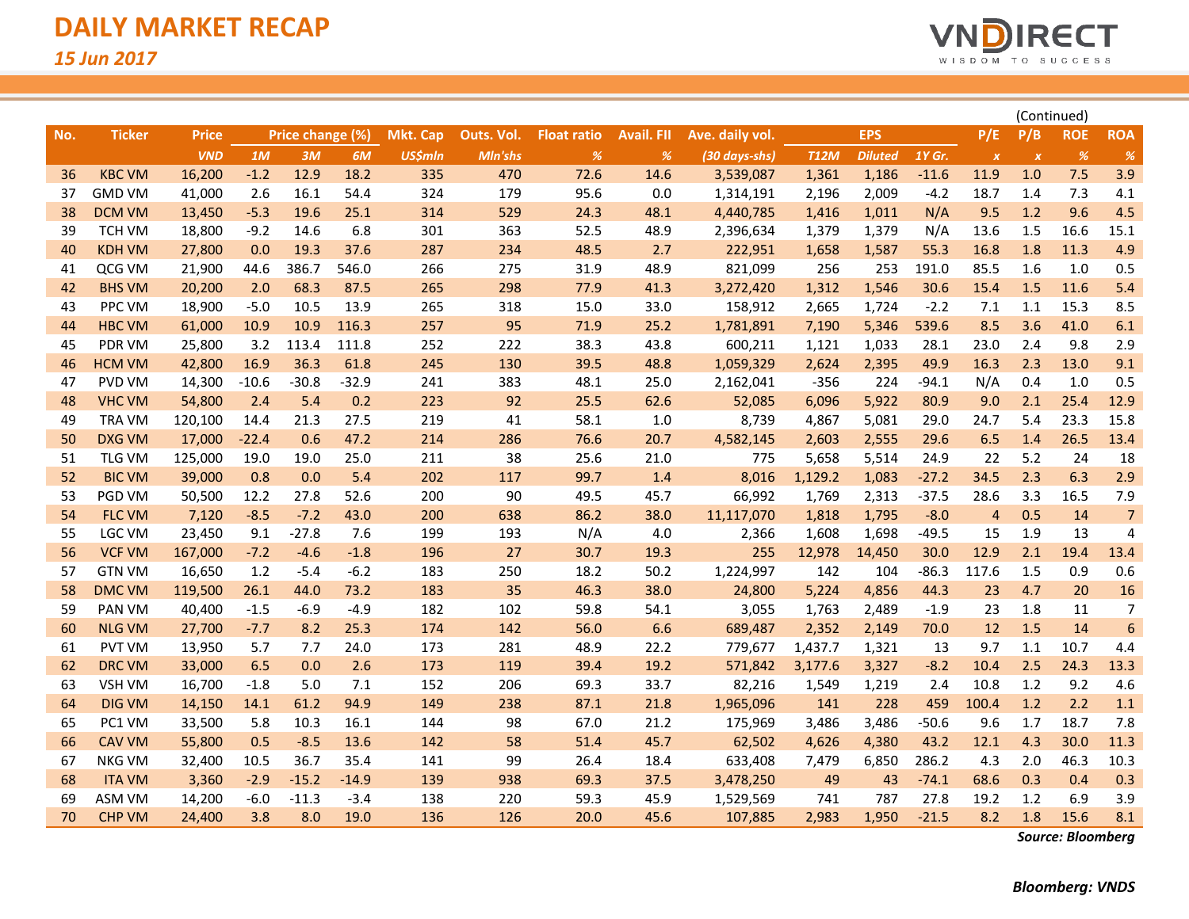# DAILY MARKET RECAP

*15 Jun 2017*

(Continued)

| No. | Ticker | Price | Price change (%) | | | Mkt. Cap | Outs. Vol. | Float ratio | Avail. FII | Ave. daily vol. | EPS | | | P/E | P/B | ROE | ROA |
|---|---|---|---|---|---|---|---|---|---|---|---|---|---|---|---|---|---|
| | | *VND* | *1M* | *3M* | *6M* | *US$mln* | *Mln'shs* | *%* | *%* | *(30 days-shs)* | *T12M* | *Diluted* | *1Y Gr.* | *x* | *x* | *%* | *%* |
| 36 | KBC VM | 16,200 | -1.2 | 12.9 | 18.2 | 335 | 470 | 72.6 | 14.6 | 3,539,087 | 1,361 | 1,186 | -11.6 | 11.9 | 1.0 | 7.5 | 3.9 |
| 37 | GMD VM | 41,000 | 2.6 | 16.1 | 54.4 | 324 | 179 | 95.6 | 0.0 | 1,314,191 | 2,196 | 2,009 | -4.2 | 18.7 | 1.4 | 7.3 | 4.1 |
| 38 | DCM VM | 13,450 | -5.3 | 19.6 | 25.1 | 314 | 529 | 24.3 | 48.1 | 4,440,785 | 1,416 | 1,011 | N/A | 9.5 | 1.2 | 9.6 | 4.5 |
| 39 | TCH VM | 18,800 | -9.2 | 14.6 | 6.8 | 301 | 363 | 52.5 | 48.9 | 2,396,634 | 1,379 | 1,379 | N/A | 13.6 | 1.5 | 16.6 | 15.1 |
| 40 | KDH VM | 27,800 | 0.0 | 19.3 | 37.6 | 287 | 234 | 48.5 | 2.7 | 222,951 | 1,658 | 1,587 | 55.3 | 16.8 | 1.8 | 11.3 | 4.9 |
| 41 | QCG VM | 21,900 | 44.6 | 386.7 | 546.0 | 266 | 275 | 31.9 | 48.9 | 821,099 | 256 | 253 | 191.0 | 85.5 | 1.6 | 1.0 | 0.5 |
| 42 | BHS VM | 20,200 | 2.0 | 68.3 | 87.5 | 265 | 298 | 77.9 | 41.3 | 3,272,420 | 1,312 | 1,546 | 30.6 | 15.4 | 1.5 | 11.6 | 5.4 |
| 43 | PPC VM | 18,900 | -5.0 | 10.5 | 13.9 | 265 | 318 | 15.0 | 33.0 | 158,912 | 2,665 | 1,724 | -2.2 | 7.1 | 1.1 | 15.3 | 8.5 |
| 44 | HBC VM | 61,000 | 10.9 | 10.9 | 116.3 | 257 | 95 | 71.9 | 25.2 | 1,781,891 | 7,190 | 5,346 | 539.6 | 8.5 | 3.6 | 41.0 | 6.1 |
| 45 | PDR VM | 25,800 | 3.2 | 113.4 | 111.8 | 252 | 222 | 38.3 | 43.8 | 600,211 | 1,121 | 1,033 | 28.1 | 23.0 | 2.4 | 9.8 | 2.9 |
| 46 | HCM VM | 42,800 | 16.9 | 36.3 | 61.8 | 245 | 130 | 39.5 | 48.8 | 1,059,329 | 2,624 | 2,395 | 49.9 | 16.3 | 2.3 | 13.0 | 9.1 |
| 47 | PVD VM | 14,300 | -10.6 | -30.8 | -32.9 | 241 | 383 | 48.1 | 25.0 | 2,162,041 | -356 | 224 | -94.1 | N/A | 0.4 | 1.0 | 0.5 |
| 48 | VHC VM | 54,800 | 2.4 | 5.4 | 0.2 | 223 | 92 | 25.5 | 62.6 | 52,085 | 6,096 | 5,922 | 80.9 | 9.0 | 2.1 | 25.4 | 12.9 |
| 49 | TRA VM | 120,100 | 14.4 | 21.3 | 27.5 | 219 | 41 | 58.1 | 1.0 | 8,739 | 4,867 | 5,081 | 29.0 | 24.7 | 5.4 | 23.3 | 15.8 |
| 50 | DXG VM | 17,000 | -22.4 | 0.6 | 47.2 | 214 | 286 | 76.6 | 20.7 | 4,582,145 | 2,603 | 2,555 | 29.6 | 6.5 | 1.4 | 26.5 | 13.4 |
| 51 | TLG VM | 125,000 | 19.0 | 19.0 | 25.0 | 211 | 38 | 25.6 | 21.0 | 775 | 5,658 | 5,514 | 24.9 | 22 | 5.2 | 24 | 18 |
| 52 | BIC VM | 39,000 | 0.8 | 0.0 | 5.4 | 202 | 117 | 99.7 | 1.4 | 8,016 | 1,129.2 | 1,083 | -27.2 | 34.5 | 2.3 | 6.3 | 2.9 |
| 53 | PGD VM | 50,500 | 12.2 | 27.8 | 52.6 | 200 | 90 | 49.5 | 45.7 | 66,992 | 1,769 | 2,313 | -37.5 | 28.6 | 3.3 | 16.5 | 7.9 |
| 54 | FLC VM | 7,120 | -8.5 | -7.2 | 43.0 | 200 | 638 | 86.2 | 38.0 | 11,117,070 | 1,818 | 1,795 | -8.0 | 4 | 0.5 | 14 | 7 |
| 55 | LGC VM | 23,450 | 9.1 | -27.8 | 7.6 | 199 | 193 | N/A | 4.0 | 2,366 | 1,608 | 1,698 | -49.5 | 15 | 1.9 | 13 | 4 |
| 56 | VCF VM | 167,000 | -7.2 | -4.6 | -1.8 | 196 | 27 | 30.7 | 19.3 | 255 | 12,978 | 14,450 | 30.0 | 12.9 | 2.1 | 19.4 | 13.4 |
| 57 | GTN VM | 16,650 | 1.2 | -5.4 | -6.2 | 183 | 250 | 18.2 | 50.2 | 1,224,997 | 142 | 104 | -86.3 | 117.6 | 1.5 | 0.9 | 0.6 |
| 58 | DMC VM | 119,500 | 26.1 | 44.0 | 73.2 | 183 | 35 | 46.3 | 38.0 | 24,800 | 5,224 | 4,856 | 44.3 | 23 | 4.7 | 20 | 16 |
| 59 | PAN VM | 40,400 | -1.5 | -6.9 | -4.9 | 182 | 102 | 59.8 | 54.1 | 3,055 | 1,763 | 2,489 | -1.9 | 23 | 1.8 | 11 | 7 |
| 60 | NLG VM | 27,700 | -7.7 | 8.2 | 25.3 | 174 | 142 | 56.0 | 6.6 | 689,487 | 2,352 | 2,149 | 70.0 | 12 | 1.5 | 14 | 6 |
| 61 | PVT VM | 13,950 | 5.7 | 7.7 | 24.0 | 173 | 281 | 48.9 | 22.2 | 779,677 | 1,437.7 | 1,321 | 13 | 9.7 | 1.1 | 10.7 | 4.4 |
| 62 | DRC VM | 33,000 | 6.5 | 0.0 | 2.6 | 173 | 119 | 39.4 | 19.2 | 571,842 | 3,177.6 | 3,327 | -8.2 | 10.4 | 2.5 | 24.3 | 13.3 |
| 63 | VSH VM | 16,700 | -1.8 | 5.0 | 7.1 | 152 | 206 | 69.3 | 33.7 | 82,216 | 1,549 | 1,219 | 2.4 | 10.8 | 1.2 | 9.2 | 4.6 |
| 64 | DIG VM | 14,150 | 14.1 | 61.2 | 94.9 | 149 | 238 | 87.1 | 21.8 | 1,965,096 | 141 | 228 | 459 | 100.4 | 1.2 | 2.2 | 1.1 |
| 65 | PC1 VM | 33,500 | 5.8 | 10.3 | 16.1 | 144 | 98 | 67.0 | 21.2 | 175,969 | 3,486 | 3,486 | -50.6 | 9.6 | 1.7 | 18.7 | 7.8 |
| 66 | CAV VM | 55,800 | 0.5 | -8.5 | 13.6 | 142 | 58 | 51.4 | 45.7 | 62,502 | 4,626 | 4,380 | 43.2 | 12.1 | 4.3 | 30.0 | 11.3 |
| 67 | NKG VM | 32,400 | 10.5 | 36.7 | 35.4 | 141 | 99 | 26.4 | 18.4 | 633,408 | 7,479 | 6,850 | 286.2 | 4.3 | 2.0 | 46.3 | 10.3 |
| 68 | ITA VM | 3,360 | -2.9 | -15.2 | -14.9 | 139 | 938 | 69.3 | 37.5 | 3,478,250 | 49 | 43 | -74.1 | 68.6 | 0.3 | 0.4 | 0.3 |
| 69 | ASM VM | 14,200 | -6.0 | -11.3 | -3.4 | 138 | 220 | 59.3 | 45.9 | 1,529,569 | 741 | 787 | 27.8 | 19.2 | 1.2 | 6.9 | 3.9 |
| 70 | CHP VM | 24,400 | 3.8 | 8.0 | 19.0 | 136 | 126 | 20.0 | 45.6 | 107,885 | 2,983 | 1,950 | -21.5 | 8.2 | 1.8 | 15.6 | 8.1 |

***Source: Bloomberg***

***Bloomberg: VNDS***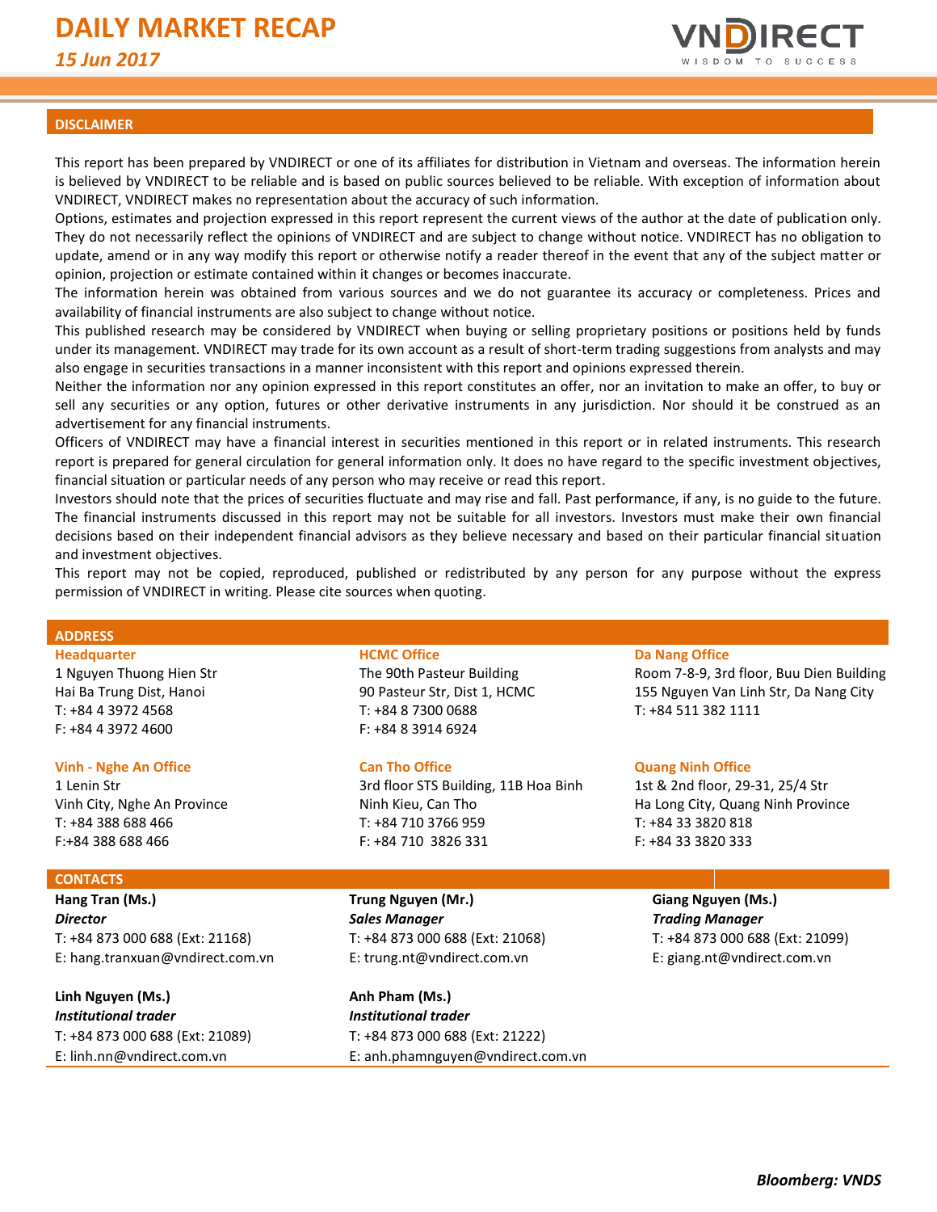# DAILY MARKET RECAP

*15 Jun 2017*

## DISCLAIMER

This report has been prepared by VNDIRECT or one of its affiliates for distribution in Vietnam and overseas. The information herein is believed by VNDIRECT to be reliable and is based on public sources believed to be reliable. With exception of information about VNDIRECT, VNDIRECT makes no representation about the accuracy of such information.

Options, estimates and projection expressed in this report represent the current views of the author at the date of publication only. They do not necessarily reflect the opinions of VNDIRECT and are subject to change without notice. VNDIRECT has no obligation to update, amend or in any way modify this report or otherwise notify a reader thereof in the event that any of the subject matter or opinion, projection or estimate contained within it changes or becomes inaccurate.

The information herein was obtained from various sources and we do not guarantee its accuracy or completeness. Prices and availability of financial instruments are also subject to change without notice.

This published research may be considered by VNDIRECT when buying or selling proprietary positions or positions held by funds under its management. VNDIRECT may trade for its own account as a result of short-term trading suggestions from analysts and may also engage in securities transactions in a manner inconsistent with this report and opinions expressed therein.

Neither the information nor any opinion expressed in this report constitutes an offer, nor an invitation to make an offer, to buy or sell any securities or any option, futures or other derivative instruments in any jurisdiction. Nor should it be construed as an advertisement for any financial instruments.

Officers of VNDIRECT may have a financial interest in securities mentioned in this report or in related instruments. This research report is prepared for general circulation for general information only. It does no have regard to the specific investment objectives, financial situation or particular needs of any person who may receive or read this report.

Investors should note that the prices of securities fluctuate and may rise and fall. Past performance, if any, is no guide to the future. The financial instruments discussed in this report may not be suitable for all investors. Investors must make their own financial decisions based on their independent financial advisors as they believe necessary and based on their particular financial situation and investment objectives.

This report may not be copied, reproduced, published or redistributed by any person for any purpose without the express permission of VNDIRECT in writing. Please cite sources when quoting.

## ADDRESS

**Headquarter**
1 Nguyen Thuong Hien Str
Hai Ba Trung Dist, Hanoi
T: +84 4 3972 4568
F: +84 4 3972 4600

**HCMC Office**
The 90th Pasteur Building
90 Pasteur Str, Dist 1, HCMC
T: +84 8 7300 0688
F: +84 8 3914 6924

**Da Nang Office**
Room 7-8-9, 3rd floor, Buu Dien Building
155 Nguyen Van Linh Str, Da Nang City
T: +84 511 382 1111

**Vinh - Nghe An Office**
1 Lenin Str
Vinh City, Nghe An Province
T: +84 388 688 466
F:+84 388 688 466

**Can Tho Office**
3rd floor STS Building, 11B Hoa Binh
Ninh Kieu, Can Tho
T: +84 710 3766 959
F: +84 710 3826 331

**Quang Ninh Office**
1st & 2nd floor, 29-31, 25/4 Str
Ha Long City, Quang Ninh Province
T: +84 33 3820 818
F: +84 33 3820 333

## CONTACTS

**Hang Tran (Ms.)**
***Director***
T: +84 873 000 688 (Ext: 21168)
E: hang.tranxuan@vndirect.com.vn

**Trung Nguyen (Mr.)**
***Sales Manager***
T: +84 873 000 688 (Ext: 21068)
E: trung.nt@vndirect.com.vn

**Giang Nguyen (Ms.)**
***Trading Manager***
T: +84 873 000 688 (Ext: 21099)
E: giang.nt@vndirect.com.vn

**Linh Nguyen (Ms.)**
***Institutional trader***
T: +84 873 000 688 (Ext: 21089)
E: linh.nn@vndirect.com.vn

**Anh Pham (Ms.)**
***Institutional trader***
T: +84 873 000 688 (Ext: 21222)
E: anh.phamnguyen@vndirect.com.vn

***Bloomberg: VNDS***